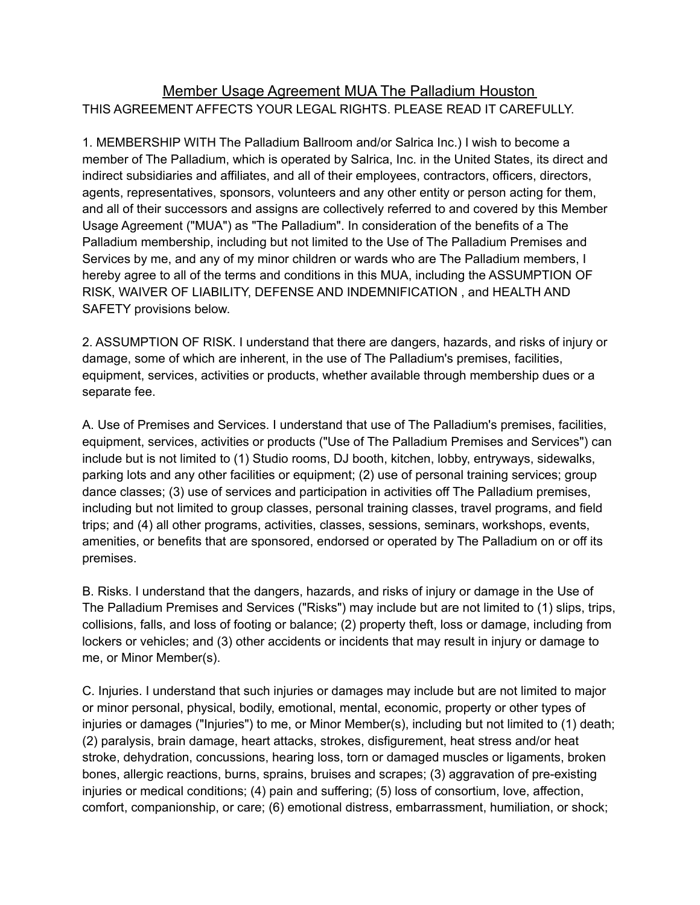# <u>Member Usage Agreement MUA The Palladium Houston</u>

THIS AGREEMENT AFFECTS YOUR LEGAL RIGHTS. PLEASE READ IT CAREFULLY.

1. MEMBERSHIP WITH The Palladium Ballroom and/or Salrica Inc.) I wish to become a member of The Palladium, which is operated by Salrica, Inc. in the United States, its direct and indirect subsidiaries and affiliates, and all of their employees, contractors, officers, directors, agents, representatives, sponsors, volunteers and any other entity or person acting for them, and all of their successors and assigns are collectively referred to and covered by this Member Usage Agreement ("MUA") as "The Palladium". In consideration of the benefits of a The Palladium membership, including but not limited to the Use of The Palladium Premises and Services by me, and any of my minor children or wards who are The Palladium members, I hereby agree to all of the terms and conditions in this MUA, including the ASSUMPTION OF RISK, WAIVER OF LIABILITY, DEFENSE AND INDEMNIFICATION , and HEALTH AND SAFETY provisions below.

2. ASSUMPTION OF RISK. I understand that there are dangers, hazards, and risks of injury or damage, some of which are inherent, in the use of The Palladium's premises, facilities, equipment, services, activities or products, whether available through membership dues or a separate fee.

A. Use of Premises and Services. I understand that use of The Palladium's premises, facilities, equipment, services, activities or products ("Use of The Palladium Premises and Services") can include but is not limited to (1) Studio rooms, DJ booth, kitchen, lobby, entryways, sidewalks, parking lots and any other facilities or equipment; (2) use of personal training services; group dance classes; (3) use of services and participation in activities off The Palladium premises, including but not limited to group classes, personal training classes, travel programs, and field trips; and (4) all other programs, activities, classes, sessions, seminars, workshops, events, amenities, or benefits that are sponsored, endorsed or operated by The Palladium on or off its premises.

B. Risks. I understand that the dangers, hazards, and risks of injury or damage in the Use of The Palladium Premises and Services ("Risks") may include but are not limited to (1) slips, trips, collisions, falls, and loss of footing or balance; (2) property theft, loss or damage, including from lockers or vehicles; and (3) other accidents or incidents that may result in injury or damage to me, or Minor Member(s).

C. Injuries. I understand that such injuries or damages may include but are not limited to major or minor personal, physical, bodily, emotional, mental, economic, property or other types of injuries or damages ("Injuries") to me, or Minor Member(s), including but not limited to (1) death; (2) paralysis, brain damage, heart attacks, strokes, disfigurement, heat stress and/or heat stroke, dehydration, concussions, hearing loss, torn or damaged muscles or ligaments, broken bones, allergic reactions, burns, sprains, bruises and scrapes; (3) aggravation of pre-existing injuries or medical conditions; (4) pain and suffering; (5) loss of consortium, love, affection, comfort, companionship, or care; (6) emotional distress, embarrassment, humiliation, or shock;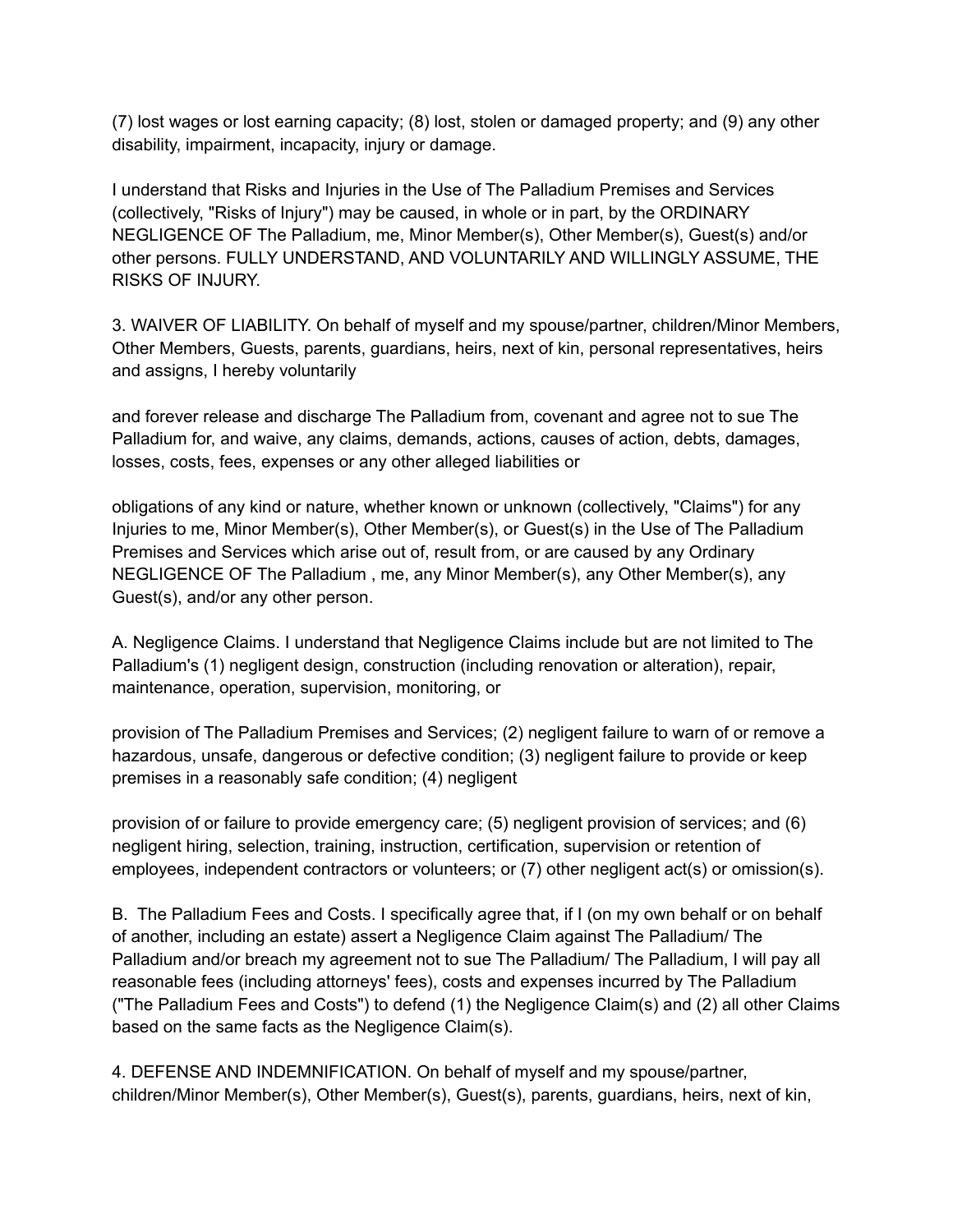(7) lost wages or lost earning capacity; (8) lost, stolen or damaged property; and (9) any other disability, impairment, incapacity, injury or damage.

I understand that Risks and Injuries in the Use of The Palladium Premises and Services (collectively, "Risks of Injury") may be caused, in whole or in part, by the ORDINARY NEGLIGENCE OF The Palladium, me, Minor Member(s), Other Member(s), Guest(s) and/or other persons. FULLY UNDERSTAND, AND VOLUNTARILY AND WILLINGLY ASSUME, THE RISKS OF INJURY.

3. WAIVER OF LIABILITY. On behalf of myself and my spouse/partner, children/Minor Members, Other Members, Guests, parents, guardians, heirs, next of kin, personal representatives, heirs and assigns, I hereby voluntarily

and forever release and discharge The Palladium from, covenant and agree not to sue The Palladium for, and waive, any claims, demands, actions, causes of action, debts, damages, losses, costs, fees, expenses or any other alleged liabilities or

obligations of any kind or nature, whether known or unknown (collectively, "Claims") for any Injuries to me, Minor Member(s), Other Member(s), or Guest(s) in the Use of The Palladium Premises and Services which arise out of, result from, or are caused by any Ordinary NEGLIGENCE OF The Palladium , me, any Minor Member(s), any Other Member(s), any Guest(s), and/or any other person.

A. Negligence Claims. I understand that Negligence Claims include but are not limited to The Palladium's (1) negligent design, construction (including renovation or alteration), repair, maintenance, operation, supervision, monitoring, or

provision of The Palladium Premises and Services; (2) negligent failure to warn of or remove a hazardous, unsafe, dangerous or defective condition; (3) negligent failure to provide or keep premises in a reasonably safe condition; (4) negligent

provision of or failure to provide emergency care; (5) negligent provision of services; and (6) negligent hiring, selection, training, instruction, certification, supervision or retention of employees, independent contractors or volunteers; or (7) other negligent act(s) or omission(s).

B. The Palladium Fees and Costs. I specifically agree that, if I (on my own behalf or on behalf of another, including an estate) assert a Negligence Claim against The Palladium/ The Palladium and/or breach my agreement not to sue The Palladium/ The Palladium, I will pay all reasonable fees (including attorneys' fees), costs and expenses incurred by The Palladium ("The Palladium Fees and Costs") to defend (1) the Negligence Claim(s) and (2) all other Claims based on the same facts as the Negligence Claim(s).

4. DEFENSE AND INDEMNIFICATION. On behalf of myself and my spouse/partner, children/Minor Member(s), Other Member(s), Guest(s), parents, guardians, heirs, next of kin,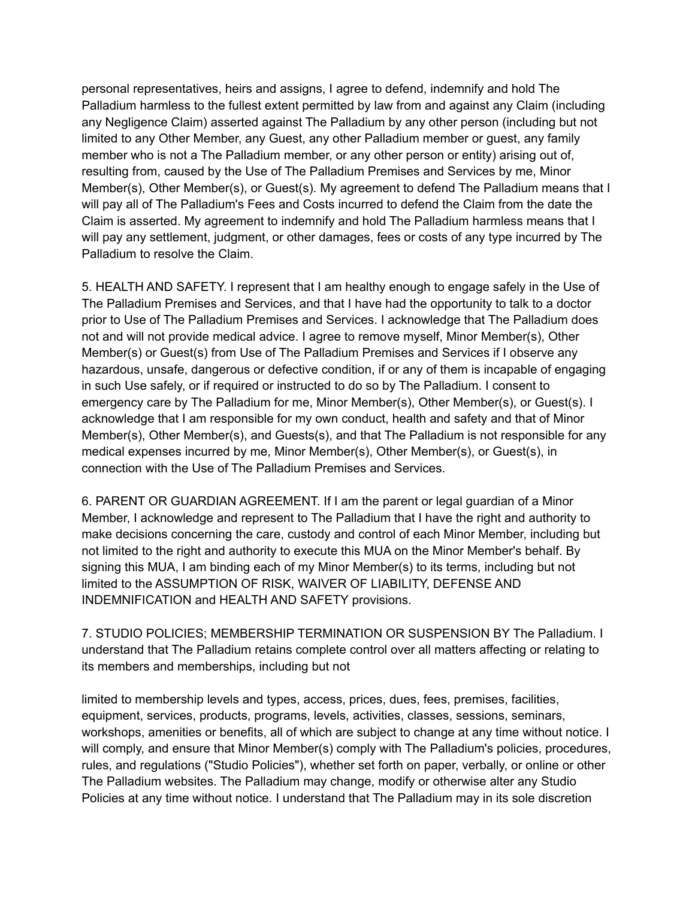personal representatives, heirs and assigns, I agree to defend, indemnify and hold The Palladium harmless to the fullest extent permitted by law from and against any Claim (including any Negligence Claim) asserted against The Palladium by any other person (including but not limited to any Other Member, any Guest, any other Palladium member or guest, any family member who is not a The Palladium member, or any other person or entity) arising out of, resulting from, caused by the Use of The Palladium Premises and Services by me, Minor Member(s), Other Member(s), or Guest(s). My agreement to defend The Palladium means that I will pay all of The Palladium's Fees and Costs incurred to defend the Claim from the date the Claim is asserted. My agreement to indemnify and hold The Palladium harmless means that I will pay any settlement, judgment, or other damages, fees or costs of any type incurred by The Palladium to resolve the Claim.

5. HEALTH AND SAFETY. I represent that I am healthy enough to engage safely in the Use of The Palladium Premises and Services, and that I have had the opportunity to talk to a doctor prior to Use of The Palladium Premises and Services. I acknowledge that The Palladium does not and will not provide medical advice. I agree to remove myself, Minor Member(s), Other Member(s) or Guest(s) from Use of The Palladium Premises and Services if I observe any hazardous, unsafe, dangerous or defective condition, if or any of them is incapable of engaging in such Use safely, or if required or instructed to do so by The Palladium. I consent to emergency care by The Palladium for me, Minor Member(s), Other Member(s), or Guest(s). I acknowledge that I am responsible for my own conduct, health and safety and that of Minor Member(s), Other Member(s), and Guests(s), and that The Palladium is not responsible for any medical expenses incurred by me, Minor Member(s), Other Member(s), or Guest(s), in connection with the Use of The Palladium Premises and Services.

6. PARENT OR GUARDIAN AGREEMENT. If I am the parent or legal guardian of a Minor Member, I acknowledge and represent to The Palladium that I have the right and authority to make decisions concerning the care, custody and control of each Minor Member, including but not limited to the right and authority to execute this MUA on the Minor Member's behalf. By signing this MUA, I am binding each of my Minor Member(s) to its terms, including but not limited to the ASSUMPTION OF RISK, WAIVER OF LIABILITY, DEFENSE AND INDEMNIFICATION and HEALTH AND SAFETY provisions.

7. STUDIO POLICIES; MEMBERSHIP TERMINATION OR SUSPENSION BY The Palladium. I understand that The Palladium retains complete control over all matters affecting or relating to its members and memberships, including but not

limited to membership levels and types, access, prices, dues, fees, premises, facilities, equipment, services, products, programs, levels, activities, classes, sessions, seminars, workshops, amenities or benefits, all of which are subject to change at any time without notice. I will comply, and ensure that Minor Member(s) comply with The Palladium's policies, procedures, rules, and regulations ("Studio Policies"), whether set forth on paper, verbally, or online or other The Palladium websites. The Palladium may change, modify or otherwise alter any Studio Policies at any time without notice. I understand that The Palladium may in its sole discretion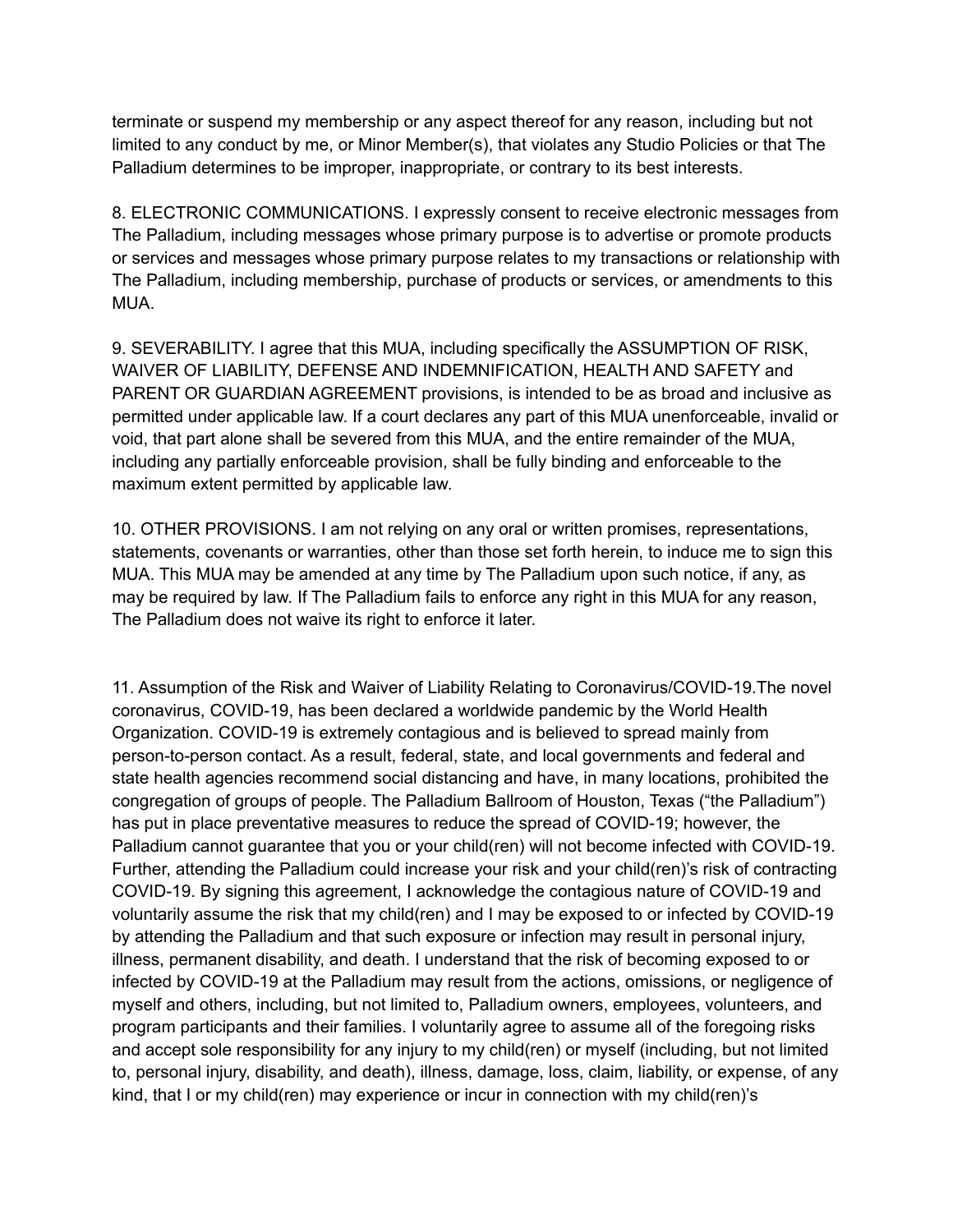terminate or suspend my membership or any aspect thereof for any reason, including but not limited to any conduct by me, or Minor Member(s), that violates any Studio Policies or that The Palladium determines to be improper, inappropriate, or contrary to its best interests.

8. ELECTRONIC COMMUNICATIONS. I expressly consent to receive electronic messages from The Palladium, including messages whose primary purpose is to advertise or promote products or services and messages whose primary purpose relates to my transactions or relationship with The Palladium, including membership, purchase of products or services, or amendments to this MUA.

9. SEVERABILITY. I agree that this MUA, including specifically the ASSUMPTION OF RISK, WAIVER OF LIABILITY, DEFENSE AND INDEMNIFICATION, HEALTH AND SAFETY and PARENT OR GUARDIAN AGREEMENT provisions, is intended to be as broad and inclusive as permitted under applicable law. If a court declares any part of this MUA unenforceable, invalid or void, that part alone shall be severed from this MUA, and the entire remainder of the MUA, including any partially enforceable provision, shall be fully binding and enforceable to the maximum extent permitted by applicable law.

10. OTHER PROVISIONS. I am not relying on any oral or written promises, representations, statements, covenants or warranties, other than those set forth herein, to induce me to sign this MUA. This MUA may be amended at any time by The Palladium upon such notice, if any, as may be required by law. If The Palladium fails to enforce any right in this MUA for any reason, The Palladium does not waive its right to enforce it later.

11. Assumption of the Risk and Waiver of Liability Relating to Coronavirus/COVID-19.The novel coronavirus, COVID-19, has been declared a worldwide pandemic by the World Health Organization. COVID-19 is extremely contagious and is believed to spread mainly from person-to-person contact. As a result, federal, state, and local governments and federal and state health agencies recommend social distancing and have, in many locations, prohibited the congregation of groups of people. The Palladium Ballroom of Houston, Texas ("the Palladium") has put in place preventative measures to reduce the spread of COVID-19; however, the Palladium cannot guarantee that you or your child(ren) will not become infected with COVID-19. Further, attending the Palladium could increase your risk and your child(ren)'s risk of contracting COVID-19. By signing this agreement, I acknowledge the contagious nature of COVID-19 and voluntarily assume the risk that my child(ren) and I may be exposed to or infected by COVID-19 by attending the Palladium and that such exposure or infection may result in personal injury, illness, permanent disability, and death. I understand that the risk of becoming exposed to or infected by COVID-19 at the Palladium may result from the actions, omissions, or negligence of myself and others, including, but not limited to, Palladium owners, employees, volunteers, and program participants and their families. I voluntarily agree to assume all of the foregoing risks and accept sole responsibility for any injury to my child(ren) or myself (including, but not limited to, personal injury, disability, and death), illness, damage, loss, claim, liability, or expense, of any kind, that I or my child(ren) may experience or incur in connection with my child(ren)'s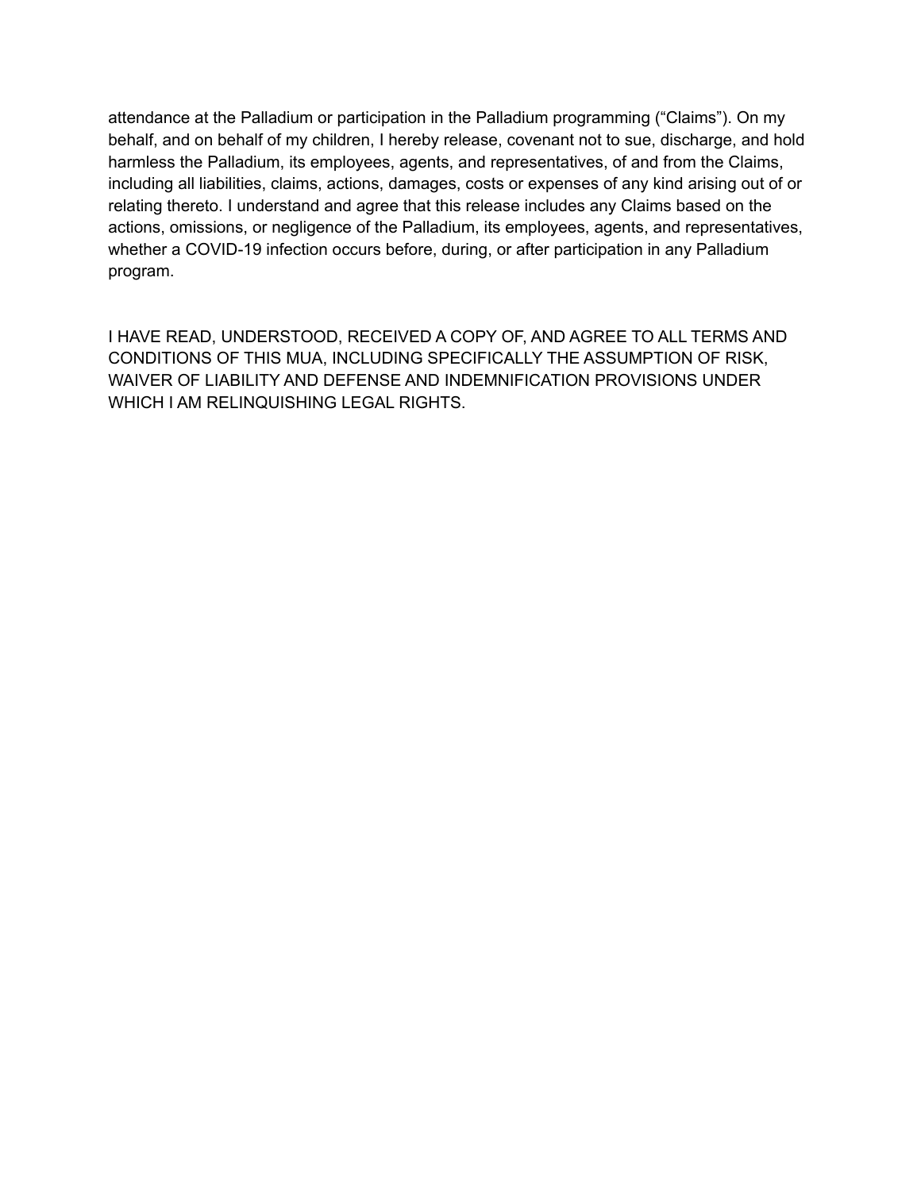attendance at the Palladium or participation in the Palladium programming ("Claims"). On my behalf, and on behalf of my children, I hereby release, covenant not to sue, discharge, and hold harmless the Palladium, its employees, agents, and representatives, of and from the Claims, including all liabilities, claims, actions, damages, costs or expenses of any kind arising out of or relating thereto. I understand and agree that this release includes any Claims based on the actions, omissions, or negligence of the Palladium, its employees, agents, and representatives, whether a COVID-19 infection occurs before, during, or after participation in any Palladium program.

I HAVE READ, UNDERSTOOD, RECEIVED A COPY OF, AND AGREE TO ALL TERMS AND CONDITIONS OF THIS MUA, INCLUDING SPECIFICALLY THE ASSUMPTION OF RISK, WAIVER OF LIABILITY AND DEFENSE AND INDEMNIFICATION PROVISIONS UNDER WHICH I AM RELINQUISHING LEGAL RIGHTS.